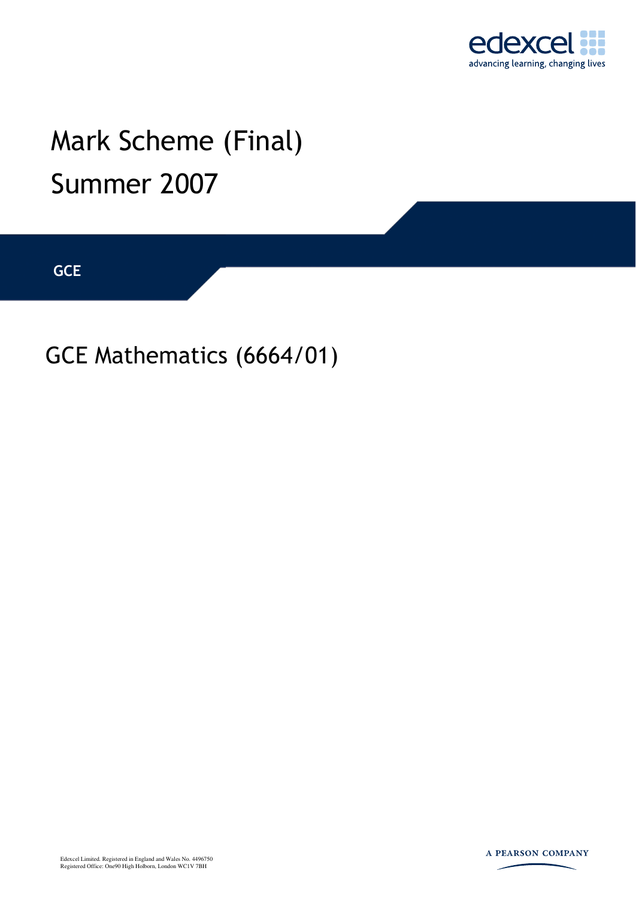edexcel

advancing learning, changing lives

# Mark Scheme (Final)

# Summer 2007

**GCE**

## GCE Mathematics (6664/01)

Edexcel Limited. Registered in England and Wales No. 4496750
Registered Office: One90 High Holborn, London WC1V 7BH

A PEARSON COMPANY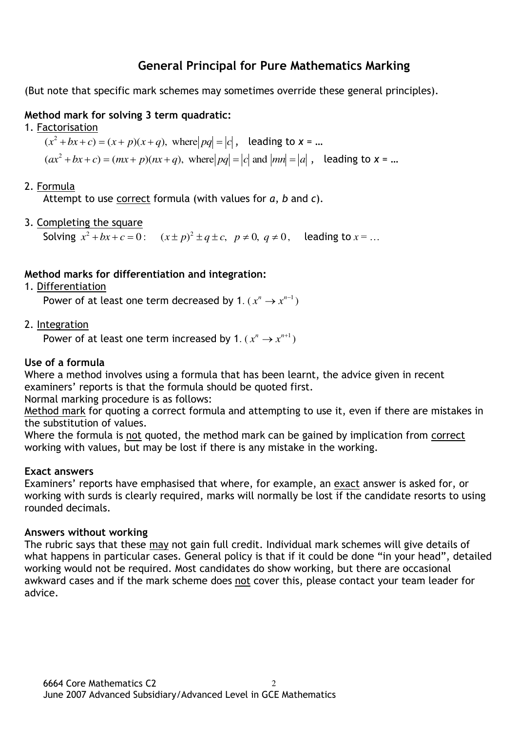# General Principal for Pure Mathematics Marking

(But note that specific mark schemes may sometimes override these general principles).

**Method mark for solving 3 term quadratic:**

1. Factorisation

   $(x^2 + bx + c) = (x + p)(x + q),\ \text{where}\ |pq| = |c|$, leading to $x = \ldots$

   $(ax^2 + bx + c) = (mx + p)(nx + q),\ \text{where}\ |pq| = |c|\ \text{and}\ |mn| = |a|$, leading to $x = \ldots$

2. Formula

   Attempt to use correct formula (with values for $a$, $b$ and $c$).

3. Completing the square

   Solving $x^2 + bx + c = 0$: $\quad (x \pm p)^2 \pm q \pm c,\ \ p \neq 0,\ q \neq 0,$ leading to $x = \ldots$

**Method marks for differentiation and integration:**

1. Differentiation

   Power of at least one term decreased by 1. ($x^n \rightarrow x^{n-1}$)

2. Integration

   Power of at least one term increased by 1. ($x^n \rightarrow x^{n+1}$)

**Use of a formula**

Where a method involves using a formula that has been learnt, the advice given in recent examiners' reports is that the formula should be quoted first.

Normal marking procedure is as follows:

Method mark for quoting a correct formula and attempting to use it, even if there are mistakes in the substitution of values.

Where the formula is not quoted, the method mark can be gained by implication from correct working with values, but may be lost if there is any mistake in the working.

**Exact answers**

Examiners' reports have emphasised that where, for example, an exact answer is asked for, or working with surds is clearly required, marks will normally be lost if the candidate resorts to using rounded decimals.

**Answers without working**

The rubric says that these may not gain full credit. Individual mark schemes will give details of what happens in particular cases. General policy is that if it could be done "in your head", detailed working would not be required. Most candidates do show working, but there are occasional awkward cases and if the mark scheme does not cover this, please contact your team leader for advice.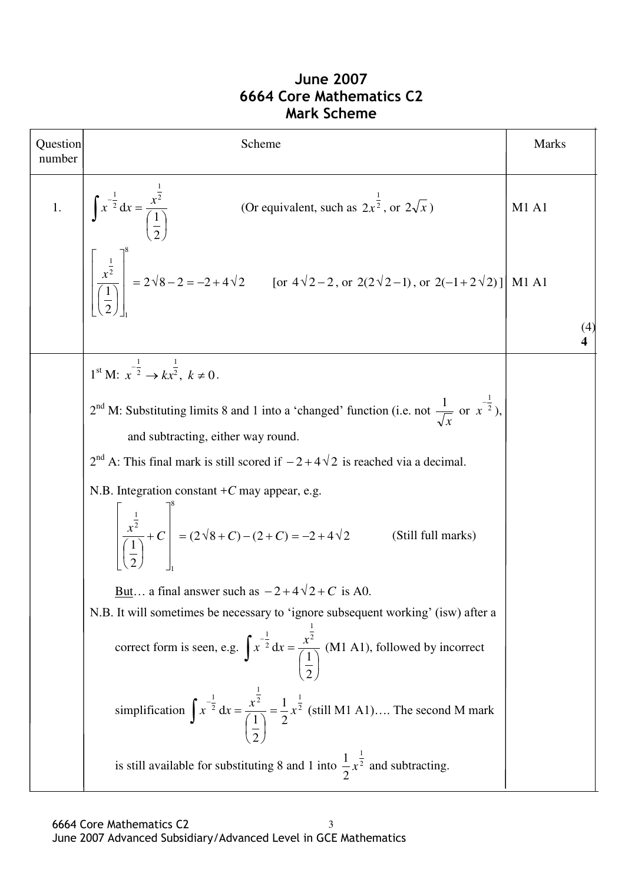# June 2007
# 6664 Core Mathematics C2
# Mark Scheme

| Question number | Scheme | Marks |
|---|---|---|
| 1. | $\int x^{-\frac{1}{2}}\,dx = \frac{x^{\frac{1}{2}}}{\left(\frac{1}{2}\right)}$ (Or equivalent, such as $2x^{\frac{1}{2}}$, or $2\sqrt{x}$) | M1 A1 |
| | $\left[\frac{x^{\frac{1}{2}}}{\left(\frac{1}{2}\right)}\right]_1^8 = 2\sqrt{8} - 2 = -2 + 4\sqrt{2}$ [or $4\sqrt{2} - 2$, or $2(2\sqrt{2} - 1)$, or $2(-1 + 2\sqrt{2})$] | M1 A1 |
| | | (4) **4** |

1st M: $x^{-\frac{1}{2}} \rightarrow kx^{\frac{1}{2}},\ k \neq 0$.

2nd M: Substituting limits 8 and 1 into a 'changed' function (i.e. not $\frac{1}{\sqrt{x}}$ or $x^{-\frac{1}{2}}$), and subtracting, either way round.

2nd A: This final mark is still scored if $-2 + 4\sqrt{2}$ is reached via a decimal.

N.B. Integration constant $+C$ may appear, e.g.

$$\left[\frac{x^{\frac{1}{2}}}{\left(\frac{1}{2}\right)} + C\right]_1^8 = (2\sqrt{8} + C) - (2 + C) = -2 + 4\sqrt{2} \quad \text{(Still full marks)}$$

<u>But</u>… a final answer such as $-2 + 4\sqrt{2} + C$ is A0.

N.B. It will sometimes be necessary to 'ignore subsequent working' (isw) after a correct form is seen, e.g. $\int x^{-\frac{1}{2}}\,dx = \frac{x^{\frac{1}{2}}}{\left(\frac{1}{2}\right)}$ (M1 A1), followed by incorrect simplification $\int x^{-\frac{1}{2}}\,dx = \frac{x^{\frac{1}{2}}}{\left(\frac{1}{2}\right)} = \frac{1}{2}x^{\frac{1}{2}}$ (still M1 A1)…. The second M mark is still available for substituting 8 and 1 into $\frac{1}{2}x^{\frac{1}{2}}$ and subtracting.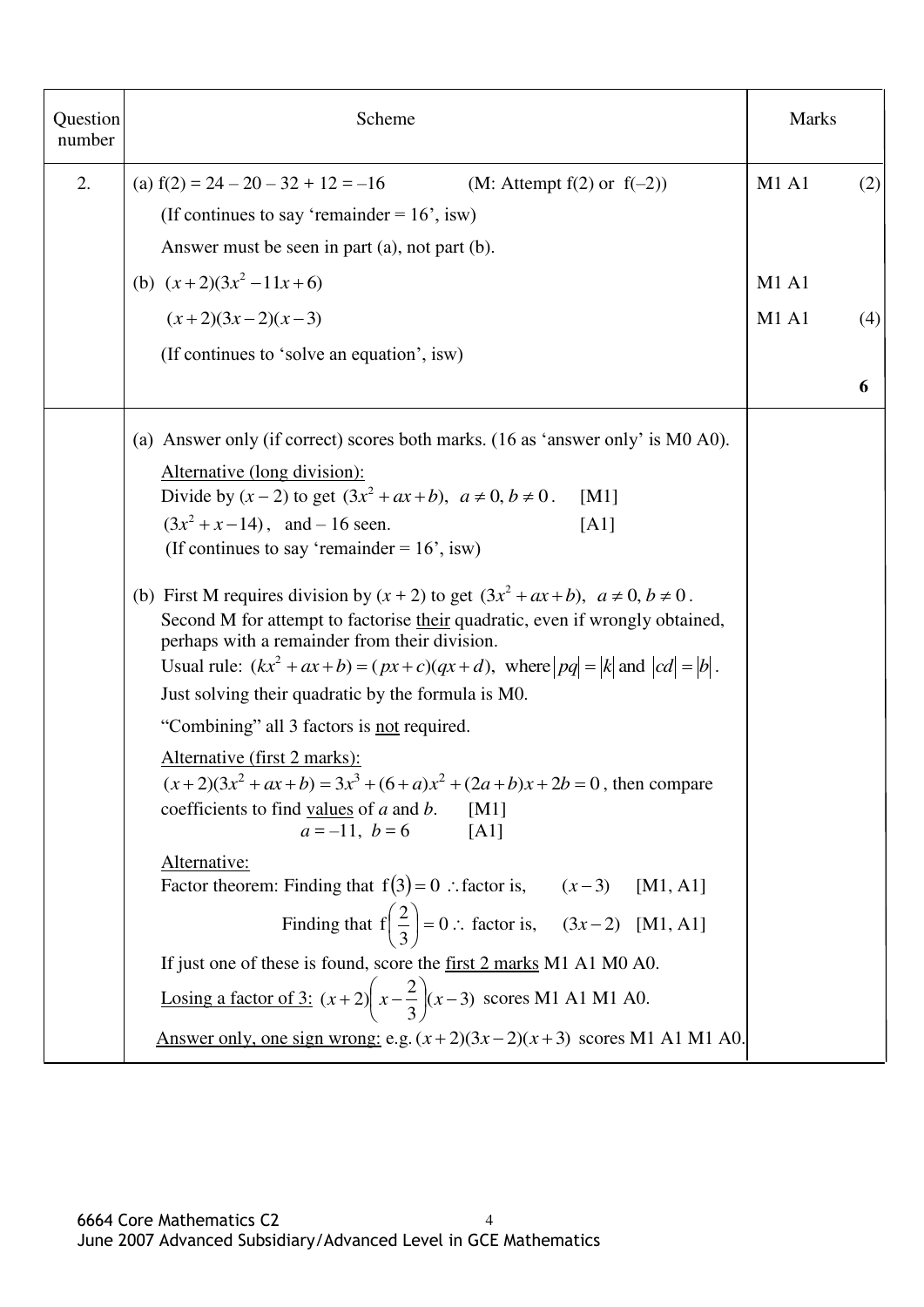| Question number | Scheme | Marks | |
|---|---|---|---|
| 2. | (a) f(2) = 24 – 20 – 32 + 12 = –16 (M: Attempt f(2) or f(–2)) | M1 A1 | (2) |
| | (If continues to say 'remainder = 16', isw) | | |
| | Answer must be seen in part (a), not part (b). | | |
| | (b) $(x+2)(3x^2-11x+6)$ | M1 A1 | |
| | $(x+2)(3x-2)(x-3)$ | M1 A1 | (4) |
| | (If continues to 'solve an equation', isw) | | |
| | | | **6** |

(a) Answer only (if correct) scores both marks. (16 as 'answer only' is M0 A0).

Alternative (long division):
Divide by $(x - 2)$ to get $(3x^2+ax+b)$, $a \neq 0, b \neq 0$. [M1]
$(3x^2+x-14)$, and – 16 seen. [A1]
(If continues to say 'remainder = 16', isw)

(b) First M requires division by $(x + 2)$ to get $(3x^2+ax+b)$, $a \neq 0, b \neq 0$.
Second M for attempt to factorise their quadratic, even if wrongly obtained, perhaps with a remainder from their division.
Usual rule: $(kx^2+ax+b)=(px+c)(qx+d)$, where $|pq|=|k|$ and $|cd|=|b|$.
Just solving their quadratic by the formula is M0.

"Combining" all 3 factors is not required.

Alternative (first 2 marks):
$(x+2)(3x^2+ax+b)=3x^3+(6+a)x^2+(2a+b)x+2b=0$, then compare coefficients to find values of $a$ and $b$. [M1]
$a=-11,\ b=6$ [A1]

Alternative:
Factor theorem: Finding that $f(3)=0$ $\therefore$ factor is, $(x-3)$ [M1, A1]
Finding that $f\left(\frac{2}{3}\right)=0$ $\therefore$ factor is, $(3x-2)$ [M1, A1]

If just one of these is found, score the first 2 marks M1 A1 M0 A0.

Losing a factor of 3: $(x+2)\left(x-\frac{2}{3}\right)(x-3)$ scores M1 A1 M1 A0.

Answer only, one sign wrong: e.g. $(x+2)(3x-2)(x+3)$ scores M1 A1 M1 A0.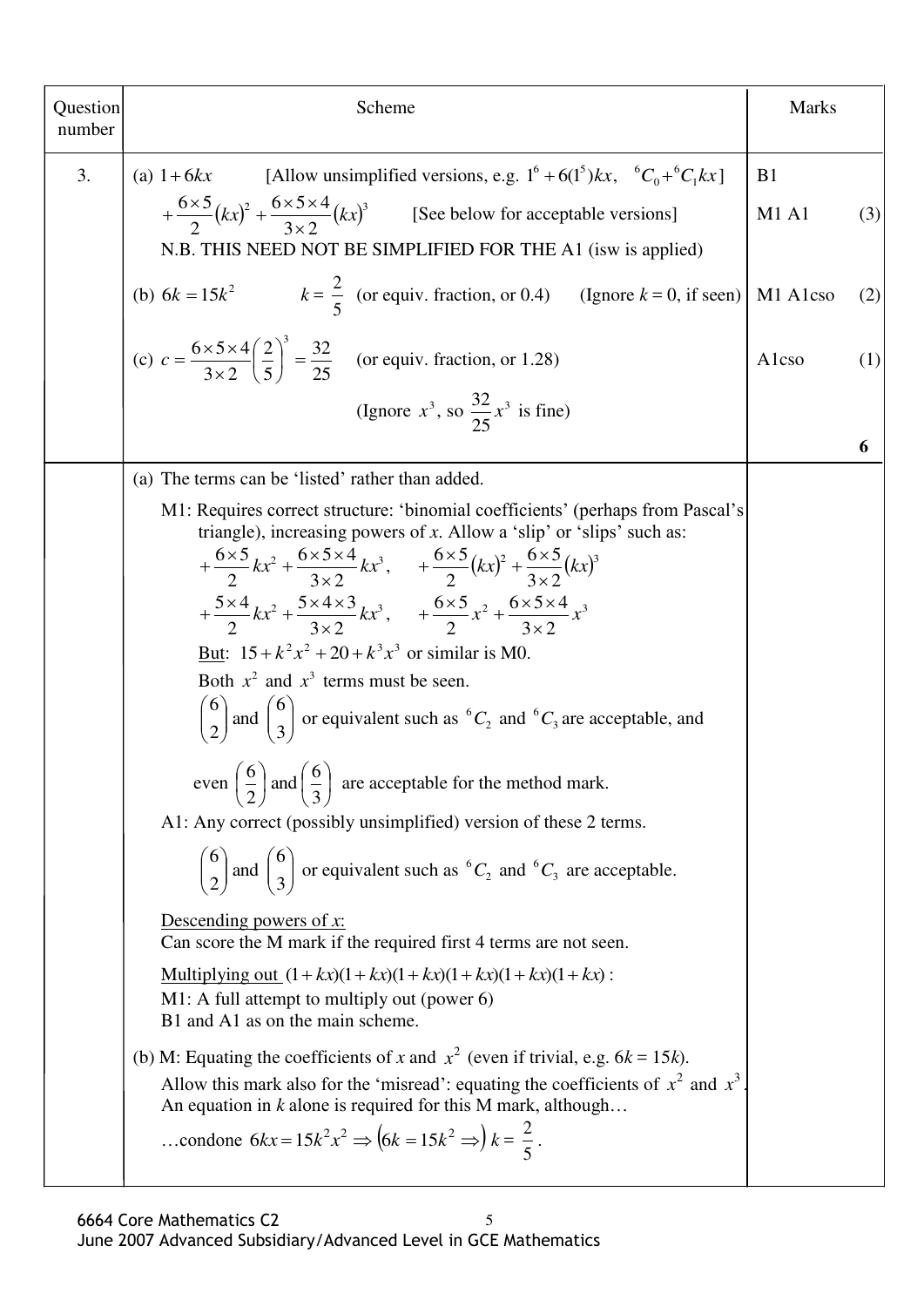| Question number | Scheme | Marks | |
|---|---|---|---|
| 3. | (a) $1+6kx$ [Allow unsimplified versions, e.g. $1^6+6(1^5)kx$, ${}^6C_0 + {}^6C_1 kx$] | B1 | |
| | $+\frac{6\times5}{2}(kx)^2+\frac{6\times5\times4}{3\times2}(kx)^3$ [See below for acceptable versions] | M1 A1 | (3) |
| | N.B. THIS NEED NOT BE SIMPLIFIED FOR THE A1 (isw is applied) | | |
| | (b) $6k=15k^2$ $k=\frac{2}{5}$ (or equiv. fraction, or 0.4) (Ignore $k = 0$, if seen) | M1 A1cso | (2) |
| | (c) $c=\frac{6\times5\times4}{3\times2}\left(\frac{2}{5}\right)^3=\frac{32}{25}$ (or equiv. fraction, or 1.28) | A1cso | (1) |
| | (Ignore $x^3$, so $\frac{32}{25}x^3$ is fine) | | |
| | | | **6** |

(a) The terms can be 'listed' rather than added.

M1: Requires correct structure: 'binomial coefficients' (perhaps from Pascal's triangle), increasing powers of $x$. Allow a 'slip' or 'slips' such as:

$+\frac{6\times5}{2}kx^2+\frac{6\times5\times4}{3\times2}kx^3$, $\quad +\frac{6\times5}{2}(kx)^2+\frac{6\times5}{3\times2}(kx)^3$

$+\frac{5\times4}{2}kx^2+\frac{5\times4\times3}{3\times2}kx^3$, $\quad +\frac{6\times5}{2}x^2+\frac{6\times5\times4}{3\times2}x^3$

But: $15+k^2x^2+20+k^3x^3$ or similar is M0.

Both $x^2$ and $x^3$ terms must be seen.

$\binom{6}{2}$ and $\binom{6}{3}$ or equivalent such as ${}^6C_2$ and ${}^6C_3$ are acceptable, and

even $\left(\frac{6}{2}\right)$ and $\left(\frac{6}{3}\right)$ are acceptable for the method mark.

A1: Any correct (possibly unsimplified) version of these 2 terms.

$\binom{6}{2}$ and $\binom{6}{3}$ or equivalent such as ${}^6C_2$ and ${}^6C_3$ are acceptable.

Descending powers of $x$:
Can score the M mark if the required first 4 terms are not seen.

Multiplying out $(1+kx)(1+kx)(1+kx)(1+kx)(1+kx)(1+kx)$:
M1: A full attempt to multiply out (power 6)
B1 and A1 as on the main scheme.

(b) M: Equating the coefficients of $x$ and $x^2$ (even if trivial, e.g. $6k = 15k$).
Allow this mark also for the 'misread': equating the coefficients of $x^2$ and $x^3$.
An equation in $k$ alone is required for this M mark, although…
…condone $6kx=15k^2x^2 \Rightarrow \left(6k=15k^2 \Rightarrow\right) k=\frac{2}{5}$.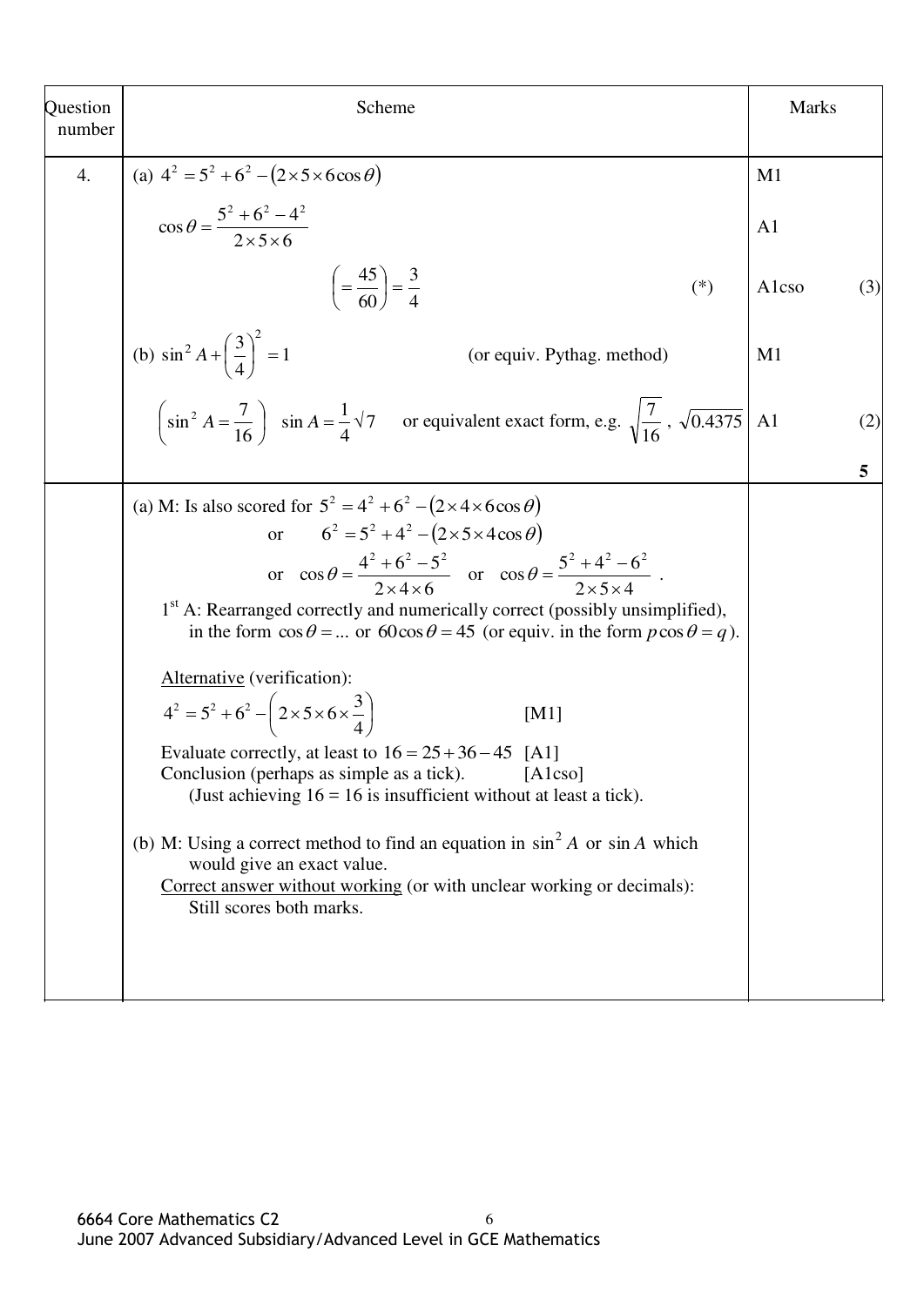| Question number | Scheme | Marks | |
|---|---|---|---|
| 4. | (a) $4^2 = 5^2 + 6^2 - (2 \times 5 \times 6 \cos\theta)$ | M1 | |
| | $\cos\theta = \dfrac{5^2 + 6^2 - 4^2}{2 \times 5 \times 6}$ | A1 | |
| | $\left(= \dfrac{45}{60}\right) = \dfrac{3}{4}$ (*) | A1cso | (3) |
| | (b) $\sin^2 A + \left(\dfrac{3}{4}\right)^2 = 1$ (or equiv. Pythag. method) | M1 | |
| | $\left(\sin^2 A = \dfrac{7}{16}\right)$ $\sin A = \dfrac{1}{4}\sqrt{7}$ or equivalent exact form, e.g. $\sqrt{\dfrac{7}{16}}$, $\sqrt{0.4375}$ | A1 | (2) |
| | | | **5** |

(a) M: Is also scored for $5^2 = 4^2 + 6^2 - (2 \times 4 \times 6 \cos\theta)$

or $6^2 = 5^2 + 4^2 - (2 \times 5 \times 4 \cos\theta)$

or $\cos\theta = \dfrac{4^2 + 6^2 - 5^2}{2 \times 4 \times 6}$ or $\cos\theta = \dfrac{5^2 + 4^2 - 6^2}{2 \times 5 \times 4}$.

1st A: Rearranged correctly and numerically correct (possibly unsimplified), in the form $\cos\theta = ...$ or $60\cos\theta = 45$ (or equiv. in the form $p\cos\theta = q$).

<u>Alternative</u> (verification):

$4^2 = 5^2 + 6^2 - \left(2 \times 5 \times 6 \times \dfrac{3}{4}\right)$ [M1]

Evaluate correctly, at least to $16 = 25 + 36 - 45$ [A1]

Conclusion (perhaps as simple as a tick). [A1cso]

(Just achieving 16 = 16 is insufficient without at least a tick).

(b) M: Using a correct method to find an equation in $\sin^2 A$ or $\sin A$ which would give an exact value.

<u>Correct answer without working</u> (or with unclear working or decimals): Still scores both marks.

6664 Core Mathematics C2
June 2007 Advanced Subsidiary/Advanced Level in GCE Mathematics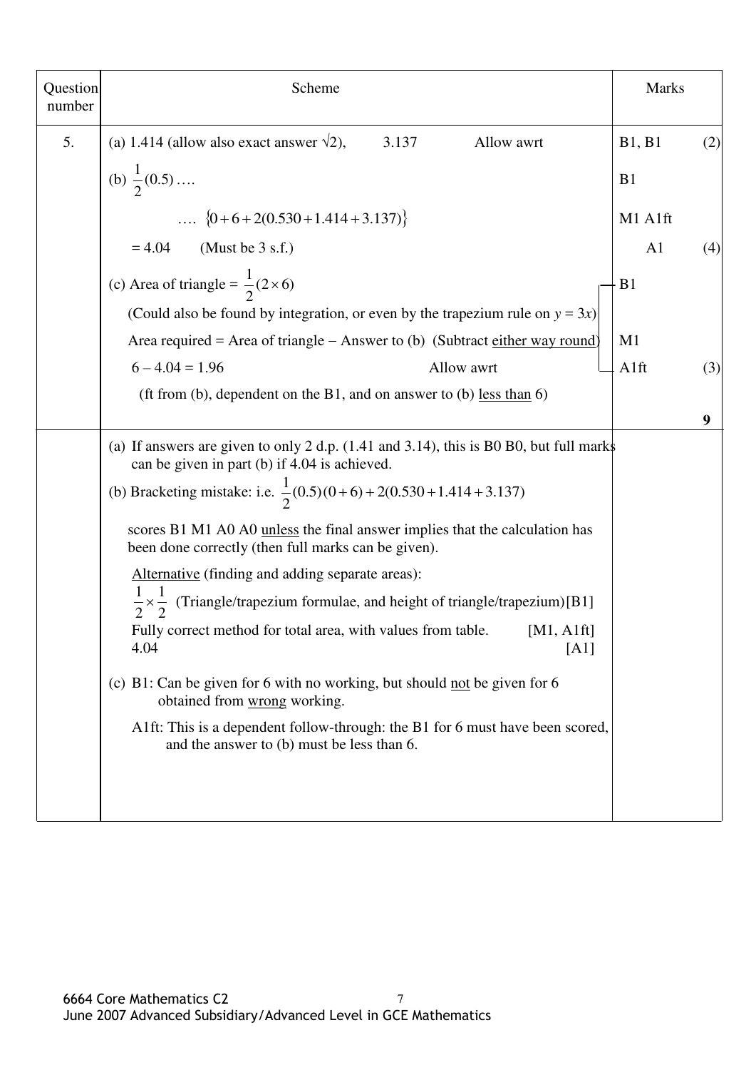| Question number | Scheme | Marks | |
|---|---|---|---|
| 5. | (a) 1.414 (allow also exact answer $\sqrt{2}$), 3.137 Allow awrt | B1, B1 | (2) |
| | (b) $\frac{1}{2}(0.5)$ …. | B1 | |
| | …. $\{0+6+2(0.530+1.414+3.137)\}$ | M1 A1ft | |
| | $= 4.04$ (Must be 3 s.f.) | A1 | (4) |
| | (c) Area of triangle = $\frac{1}{2}(2\times 6)$ | B1 | |
| | (Could also be found by integration, or even by the trapezium rule on $y = 3x$) | | |
| | Area required = Area of triangle − Answer to (b) (Subtract either way round) | M1 | |
| | $6 - 4.04 = 1.96$ Allow awrt | A1ft | (3) |
| | (ft from (b), dependent on the B1, and on answer to (b) less than 6) | | |
| | | | **9** |
| | (a) If answers are given to only 2 d.p. (1.41 and 3.14), this is B0 B0, but full marks can be given in part (b) if 4.04 is achieved.<br>(b) Bracketing mistake: i.e. $\frac{1}{2}(0.5)(0+6)+2(0.530+1.414+3.137)$<br>scores B1 M1 A0 A0 unless the final answer implies that the calculation has been done correctly (then full marks can be given).<br>Alternative (finding and adding separate areas):<br>$\frac{1}{2}\times\frac{1}{2}$ (Triangle/trapezium formulae, and height of triangle/trapezium)[B1]<br>Fully correct method for total area, with values from table. [M1, A1ft]<br>4.04 [A1]<br>(c) B1: Can be given for 6 with no working, but should not be given for 6 obtained from wrong working.<br>A1ft: This is a dependent follow-through: the B1 for 6 must have been scored, and the answer to (b) must be less than 6. | | |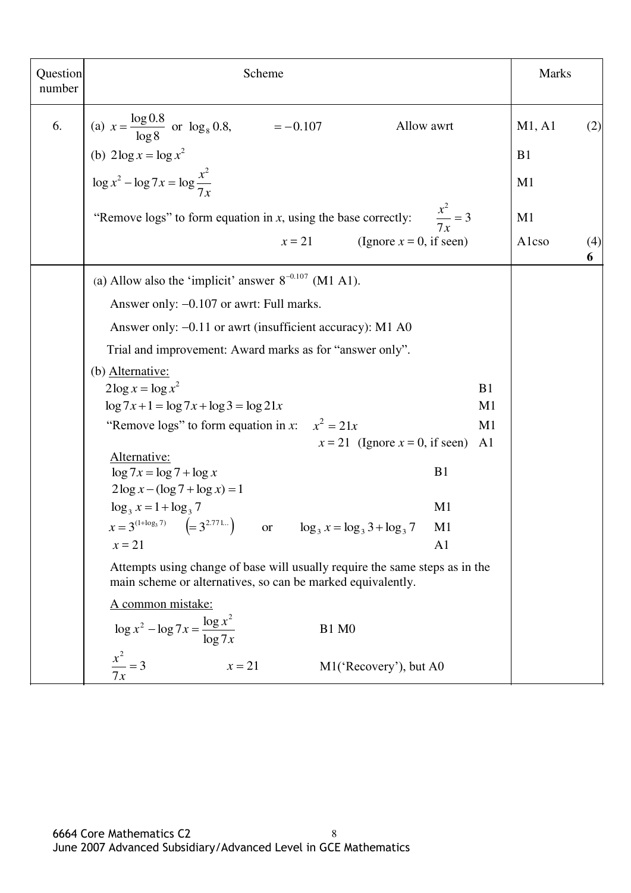| Question number | Scheme | Marks | |
|---|---|---|---|
| 6. | (a) $x = \frac{\log 0.8}{\log 8}$ or $\log_8 0.8$, $= -0.107$ Allow awrt | M1, A1 | (2) |
| | (b) $2\log x = \log x^2$ | B1 | |
| | $\log x^2 - \log 7x = \log \frac{x^2}{7x}$ | M1 | |
| | "Remove logs" to form equation in $x$, using the base correctly: $\frac{x^2}{7x} = 3$ | M1 | |
| | $x = 21$ (Ignore $x = 0$, if seen) | A1cso | (4) **6** |

(a) Allow also the 'implicit' answer $8^{-0.107}$ (M1 A1).

Answer only: $-0.107$ or awrt: Full marks.

Answer only: $-0.11$ or awrt (insufficient accuracy): M1 A0

Trial and improvement: Award marks as for "answer only".

(b) Alternative:

$2\log x = \log x^2$ — B1

$\log 7x + 1 = \log 7x + \log 3 = \log 21x$ — M1

"Remove logs" to form equation in $x$: $x^2 = 21x$ — M1

$x = 21$ (Ignore $x = 0$, if seen) — A1

Alternative:

$\log 7x = \log 7 + \log x$ — B1

$2\log x - (\log 7 + \log x) = 1$

$\log_3 x = 1 + \log_3 7$ — M1

$x = 3^{(1+\log_3 7)}$ $\left(= 3^{2.771\ldots}\right)$ or $\log_3 x = \log_3 3 + \log_3 7$ — M1

$x = 21$ — A1

Attempts using change of base will usually require the same steps as in the main scheme or alternatives, so can be marked equivalently.

A common mistake:

$\log x^2 - \log 7x = \frac{\log x^2}{\log 7x}$ — B1 M0

$\frac{x^2}{7x} = 3$ $x = 21$ — M1('Recovery'), but A0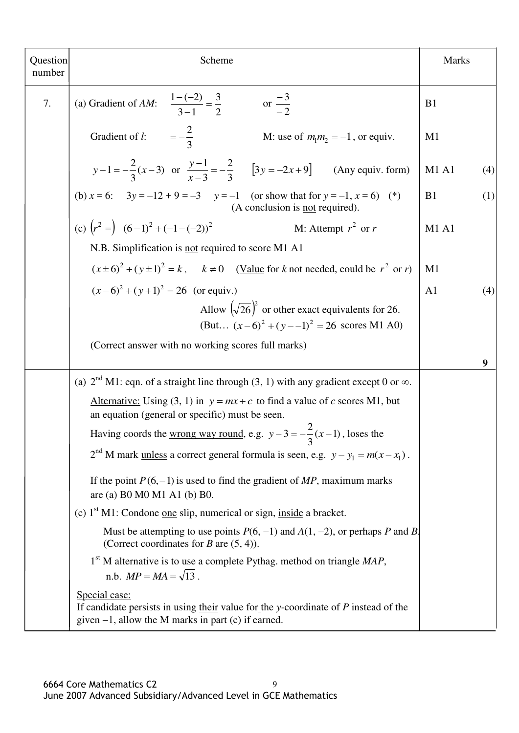| Question number | Scheme | Marks | |
|---|---|---|---|
| 7. | (a) Gradient of *AM*: $\frac{1-(-2)}{3-1}=\frac{3}{2}$ or $\frac{-3}{-2}$ | B1 | |
| | Gradient of *l*: $=-\frac{2}{3}$ M: use of $m_1m_2=-1$, or equiv. | M1 | |
| | $y-1=-\frac{2}{3}(x-3)$ or $\frac{y-1}{x-3}=-\frac{2}{3}$ $[3y=-2x+9]$ (Any equiv. form) | M1 A1 | (4) |
| | (b) $x = 6$: $3y = -12 + 9 = -3$ $y = -1$ (or show that for $y = -1$, $x = 6$) (*) (A conclusion is not required). | B1 | (1) |
| | (c) $(r^2=)$ $(6-1)^2+(-1-(-2))^2$ M: Attempt $r^2$ or $r$ | M1 A1 | |
| | N.B. Simplification is not required to score M1 A1 | | |
| | $(x\pm 6)^2+(y\pm 1)^2=k$, $k\neq 0$ (Value for $k$ not needed, could be $r^2$ or $r$) | M1 | |
| | $(x-6)^2+(y+1)^2=26$ (or equiv.) | A1 | (4) |
| | Allow $(\sqrt{26})^2$ or other exact equivalents for 26. | | |
| | (But… $(x-6)^2+(y--1)^2=26$ scores M1 A0) | | |
| | (Correct answer with no working scores full marks) | | |
| | | | 9 |
| | (a) 2nd M1: eqn. of a straight line through (3, 1) with any gradient except 0 or ∞. | | |
| | Alternative: Using (3, 1) in $y=mx+c$ to find a value of $c$ scores M1, but an equation (general or specific) must be seen. | | |
| | Having coords the wrong way round, e.g. $y-3=-\frac{2}{3}(x-1)$, loses the 2nd M mark unless a correct general formula is seen, e.g. $y-y_1=m(x-x_1)$. | | |
| | If the point $P(6,-1)$ is used to find the gradient of *MP*, maximum marks are (a) B0 M0 M1 A1 (b) B0. | | |
| | (c) 1st M1: Condone one slip, numerical or sign, inside a bracket. | | |
| | Must be attempting to use points $P(6, -1)$ and $A(1, -2)$, or perhaps *P* and *B*. (Correct coordinates for *B* are (5, 4)). | | |
| | 1st M alternative is to use a complete Pythag. method on triangle *MAP*, n.b. $MP=MA=\sqrt{13}$. | | |
| | Special case: If candidate persists in using their value for the $y$-coordinate of *P* instead of the given $-1$, allow the M marks in part (c) if earned. | | |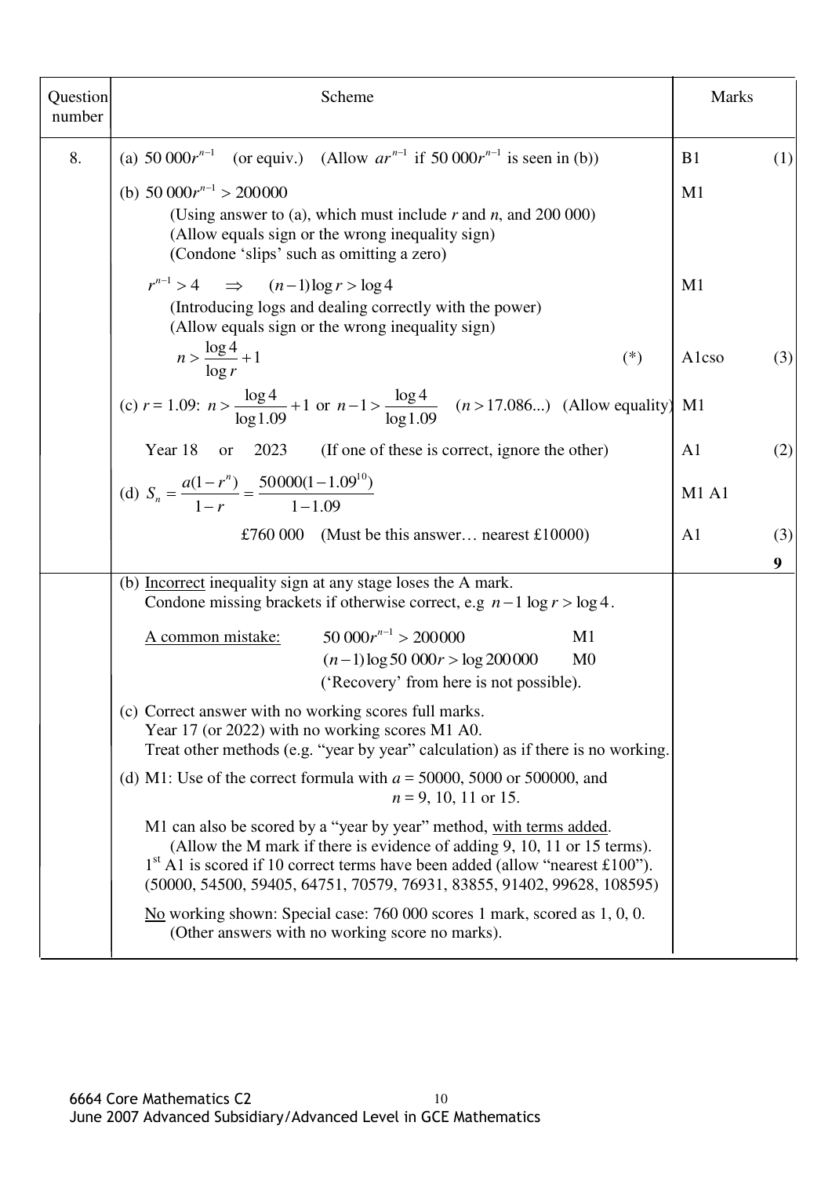| Question number | Scheme | Marks | |
|---|---|---|---|
| 8. | (a) $50\,000r^{n-1}$ (or equiv.) (Allow $ar^{n-1}$ if $50\,000r^{n-1}$ is seen in (b)) | B1 | (1) |
| | (b) $50\,000r^{n-1} > 200000$ <br> (Using answer to (a), which must include $r$ and $n$, and 200 000) <br> (Allow equals sign or the wrong inequality sign) <br> (Condone 'slips' such as omitting a zero) | M1 | |
| | $r^{n-1} > 4 \quad \Rightarrow \quad (n-1)\log r > \log 4$ <br> (Introducing logs and dealing correctly with the power) <br> (Allow equals sign or the wrong inequality sign) | M1 | |
| | $n > \dfrac{\log 4}{\log r} + 1$ (*) | A1cso | (3) |
| | (c) $r = 1.09$: $n > \dfrac{\log 4}{\log 1.09} + 1$ or $n - 1 > \dfrac{\log 4}{\log 1.09}$ $(n > 17.086...)$ (Allow equality) | M1 | |
| | Year 18 or 2023 (If one of these is correct, ignore the other) | A1 | (2) |
| | (d) $S_n = \dfrac{a(1-r^n)}{1-r} = \dfrac{50000(1-1.09^{10})}{1-1.09}$ | M1 A1 | |
| | £760 000 (Must be this answer… nearest £10000) | A1 | (3) |
| | | | **9** |
| | (b) <u>Incorrect</u> inequality sign at any stage loses the A mark. <br> Condone missing brackets if otherwise correct, e.g $n - 1 \log r > \log 4$. <br><br> <u>A common mistake:</u> $50\,000r^{n-1} > 200000$ M1 <br> $(n-1)\log 50\,000r > \log 200000$ M0 <br> ('Recovery' from here is not possible). <br><br> (c) Correct answer with no working scores full marks. <br> Year 17 (or 2022) with no working scores M1 A0. <br> Treat other methods (e.g. "year by year" calculation) as if there is no working. <br><br> (d) M1: Use of the correct formula with $a = 50000$, 5000 or 500000, and $n = 9$, 10, 11 or 15. <br><br> M1 can also be scored by a "year by year" method, <u>with terms added</u>. <br> (Allow the M mark if there is evidence of adding 9, 10, 11 or 15 terms). <br> 1st A1 is scored if 10 correct terms have been added (allow "nearest £100"). <br> (50000, 54500, 59405, 64751, 70579, 76931, 83855, 91402, 99628, 108595) <br><br> <u>No</u> working shown: Special case: 760 000 scores 1 mark, scored as 1, 0, 0. <br> (Other answers with no working score no marks). | | |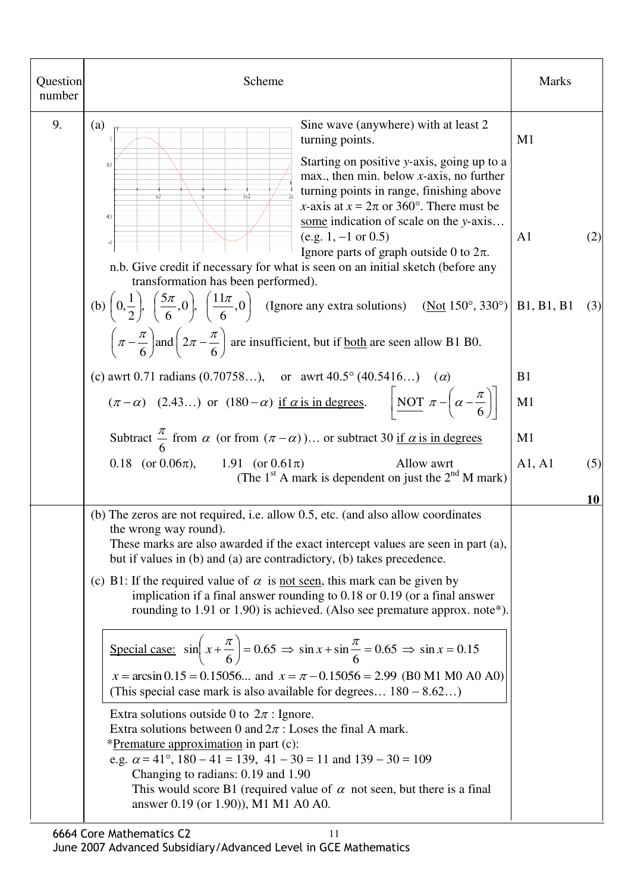| Question number | Scheme | | Marks | |
|---|---|---|---|---|
| 9. | (a) [graph: sine wave from 0 to $2\pi$, y-axis labelled 1, 0.5, -0.5, -1; x-axis labelled $\pi/2$, $\pi$, $3\pi/2$, $2\pi$] | Sine wave (anywhere) with at least 2 turning points. | M1 | |
| | | Starting on positive *y*-axis, going up to a max., then min. below *x*-axis, no further turning points in range, finishing above *x*-axis at $x = 2\pi$ or 360°. There must be some indication of scale on the *y*-axis… (e.g. 1, −1 or 0.5) Ignore parts of graph outside 0 to $2\pi$. | A1 | (2) |
| | n.b. Give credit if necessary for what is seen on an initial sketch (before any transformation has been performed). | | | |
| | (b) $\left(0, \frac{1}{2}\right)$, $\left(\frac{5\pi}{6}, 0\right)$, $\left(\frac{11\pi}{6}, 0\right)$ (Ignore any extra solutions) (Not 150°, 330°) | | B1, B1, B1 | (3) |
| | $\left(\pi - \frac{\pi}{6}\right)$ and $\left(2\pi - \frac{\pi}{6}\right)$ are insufficient, but if both are seen allow B1 B0. | | | |
| | (c) awrt 0.71 radians (0.70758…), or awrt 40.5° (40.5416…) ($\alpha$) | | B1 | |
| | $(\pi - \alpha)$ (2.43…) or $(180 - \alpha)$ if $\alpha$ is in degrees. $\left[\text{NOT } \pi - \left(\alpha - \frac{\pi}{6}\right)\right]$ | | M1 | |
| | Subtract $\frac{\pi}{6}$ from $\alpha$ (or from $(\pi - \alpha)$)… or subtract 30 if $\alpha$ is in degrees | | M1 | |
| | 0.18 (or $0.06\pi$), 1.91 (or $0.61\pi$) Allow awrt (The 1st A mark is dependent on just the 2nd M mark) | | A1, A1 | (5) |
| | | | | **10** |

(b) The zeros are not required, i.e. allow 0.5, etc. (and also allow coordinates the wrong way round).
These marks are also awarded if the exact intercept values are seen in part (a), but if values in (b) and (a) are contradictory, (b) takes precedence.

(c) B1: If the required value of $\alpha$ is not seen, this mark can be given by implication if a final answer rounding to 0.18 or 0.19 (or a final answer rounding to 1.91 or 1.90) is achieved. (Also see premature approx. note*).

> Special case: $\sin\left(x + \frac{\pi}{6}\right) = 0.65 \Rightarrow \sin x + \sin\frac{\pi}{6} = 0.65 \Rightarrow \sin x = 0.15$
> $x = \arcsin 0.15 = 0.15056...$ and $x = \pi - 0.15056 = 2.99$ (B0 M1 M0 A0 A0)
> (This special case mark is also available for degrees… 180 − 8.62…)

Extra solutions outside 0 to $2\pi$ : Ignore.
Extra solutions between 0 and $2\pi$ : Loses the final A mark.
*Premature approximation in part (c):
e.g. $\alpha = 41°$, 180 − 41 = 139, 41 − 30 = 11 and 139 − 30 = 109
Changing to radians: 0.19 and 1.90
This would score B1 (required value of $\alpha$ not seen, but there is a final answer 0.19 (or 1.90)), M1 M1 A0 A0.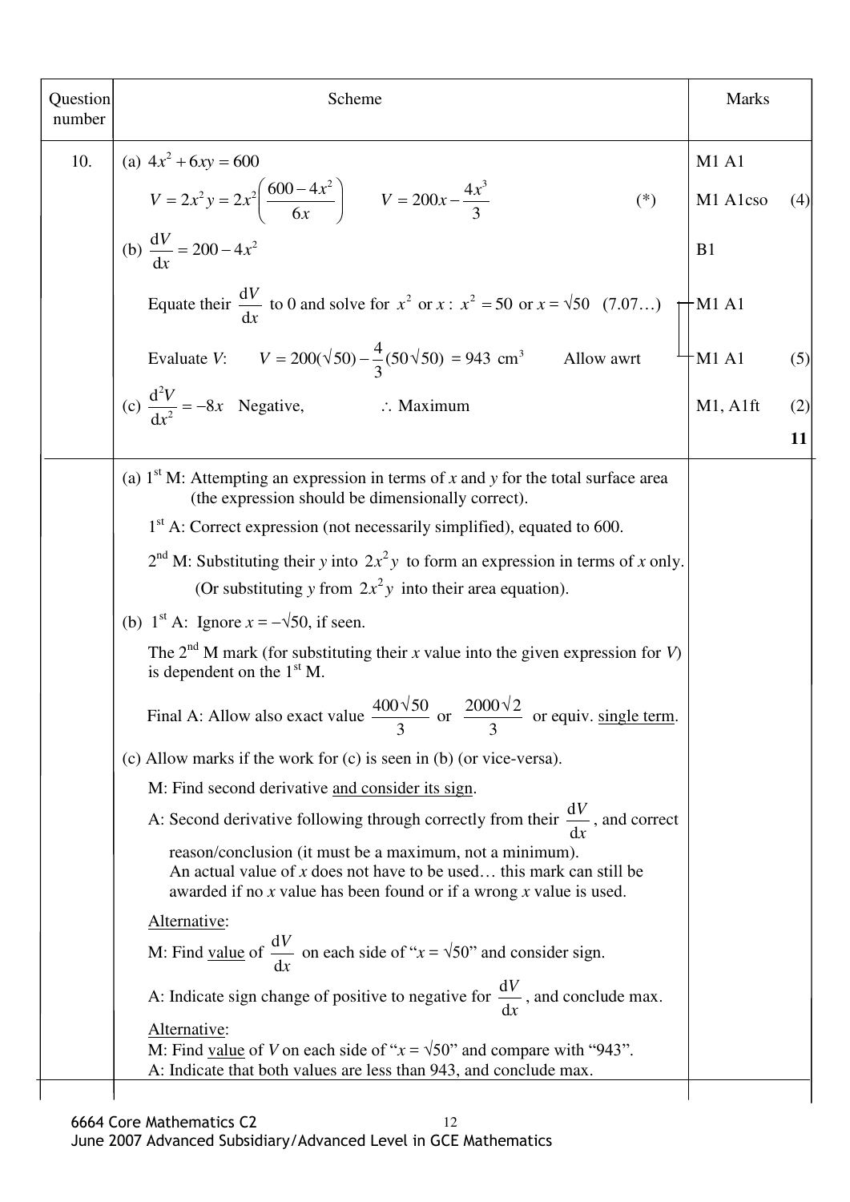| Question number | Scheme | Marks | |
|---|---|---|---|
| 10. | (a) $4x^2 + 6xy = 600$ | M1 A1 | |
| | $V = 2x^2y = 2x^2\left(\frac{600 - 4x^2}{6x}\right) \qquad V = 200x - \frac{4x^3}{3} \qquad (*)$ | M1 A1cso | (4) |
| | (b) $\frac{\mathrm{d}V}{\mathrm{d}x} = 200 - 4x^2$ | B1 | |
| | Equate their $\frac{\mathrm{d}V}{\mathrm{d}x}$ to 0 and solve for $x^2$ or $x$ : $x^2 = 50$ or $x = \sqrt{50}$ (7.07…) | M1 A1 | |
| | Evaluate $V$: $\quad V = 200(\sqrt{50}) - \frac{4}{3}(50\sqrt{50}) = 943\ \text{cm}^3$ $\quad$ Allow awrt | M1 A1 | (5) |
| | (c) $\frac{\mathrm{d}^2V}{\mathrm{d}x^2} = -8x$ Negative, $\quad \therefore$ Maximum | M1, A1ft | (2) |
| | | | **11** |

(a) 1st M: Attempting an expression in terms of $x$ and $y$ for the total surface area (the expression should be dimensionally correct).

1st A: Correct expression (not necessarily simplified), equated to 600.

2nd M: Substituting their $y$ into $2x^2y$ to form an expression in terms of $x$ only. (Or substituting $y$ from $2x^2y$ into their area equation).

(b) 1st A: Ignore $x = -\sqrt{50}$, if seen.

The 2nd M mark (for substituting their $x$ value into the given expression for $V$) is dependent on the 1st M.

Final A: Allow also exact value $\frac{400\sqrt{50}}{3}$ or $\frac{2000\sqrt{2}}{3}$ or equiv. single term.

(c) Allow marks if the work for (c) is seen in (b) (or vice-versa).

M: Find second derivative and consider its sign.

A: Second derivative following through correctly from their $\frac{\mathrm{d}V}{\mathrm{d}x}$, and correct reason/conclusion (it must be a maximum, not a minimum).
An actual value of $x$ does not have to be used… this mark can still be awarded if no $x$ value has been found or if a wrong $x$ value is used.

Alternative:
M: Find value of $\frac{\mathrm{d}V}{\mathrm{d}x}$ on each side of "$x = \sqrt{50}$" and consider sign.

A: Indicate sign change of positive to negative for $\frac{\mathrm{d}V}{\mathrm{d}x}$, and conclude max.

Alternative:
M: Find value of $V$ on each side of "$x = \sqrt{50}$" and compare with "943".
A: Indicate that both values are less than 943, and conclude max.

6664 Core Mathematics C2
June 2007 Advanced Subsidiary/Advanced Level in GCE Mathematics